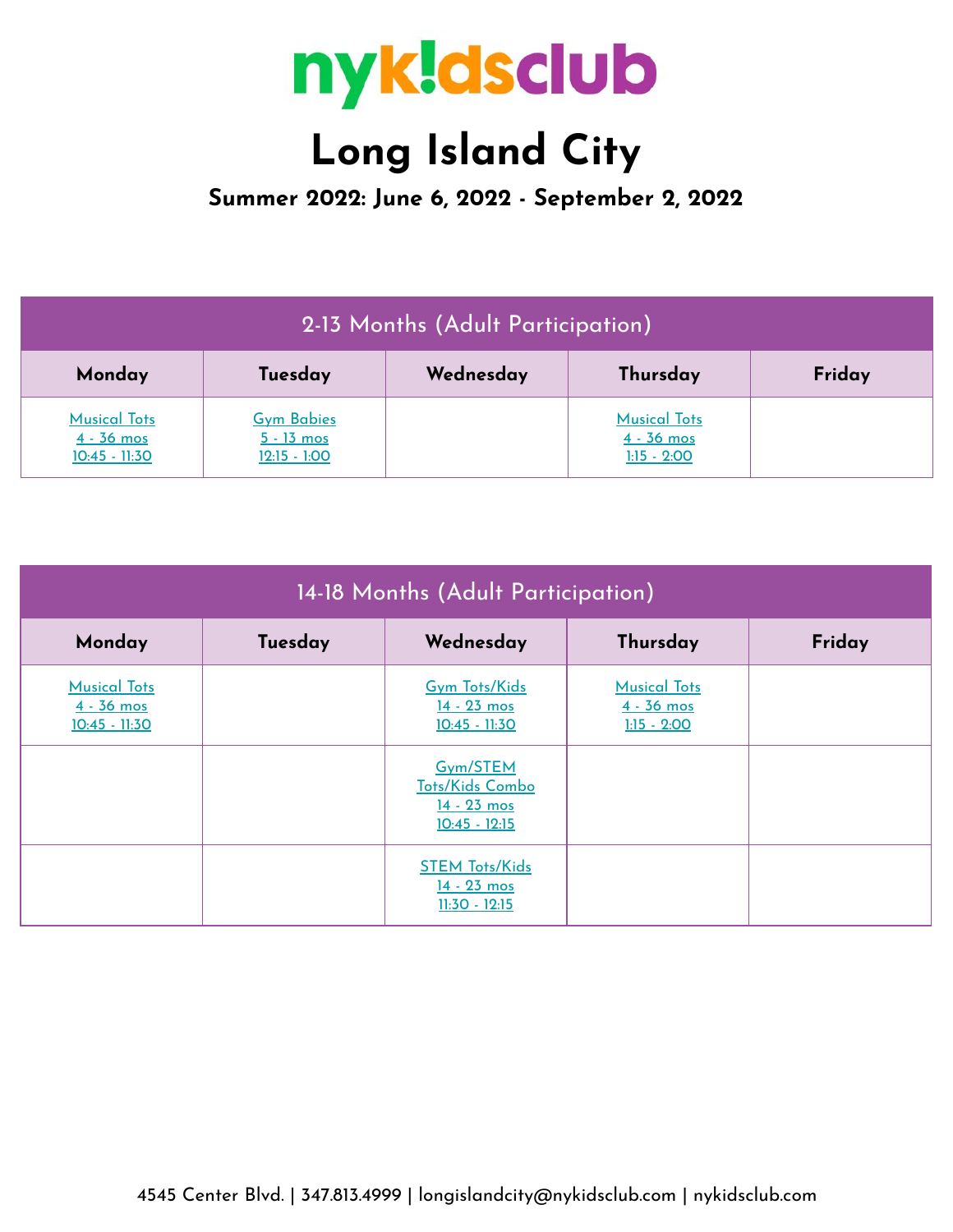# nyk!dsclub

# Long Island City

### Summer 2022: June 6, 2022 - September 2, 2022

| 2-13 Months (Adult Participation) | | | | |
|---|---|---|---|---|
| **Monday** | **Tuesday** | **Wednesday** | **Thursday** | **Friday** |
| Musical Tots<br>4 - 36 mos<br>10:45 - 11:30 | Gym Babies<br>5 - 13 mos<br>12:15 - 1:00 | | Musical Tots<br>4 - 36 mos<br>1:15 - 2:00 | |

| 14-18 Months (Adult Participation) | | | | |
|---|---|---|---|---|
| **Monday** | **Tuesday** | **Wednesday** | **Thursday** | **Friday** |
| Musical Tots<br>4 - 36 mos<br>10:45 - 11:30 | | Gym Tots/Kids<br>14 - 23 mos<br>10:45 - 11:30 | Musical Tots<br>4 - 36 mos<br>1:15 - 2:00 | |
| | | Gym/STEM Tots/Kids Combo<br>14 - 23 mos<br>10:45 - 12:15 | | |
| | | STEM Tots/Kids<br>14 - 23 mos<br>11:30 - 12:15 | | |

4545 Center Blvd. | 347.813.4999 | longislandcity@nykidsclub.com | nykidsclub.com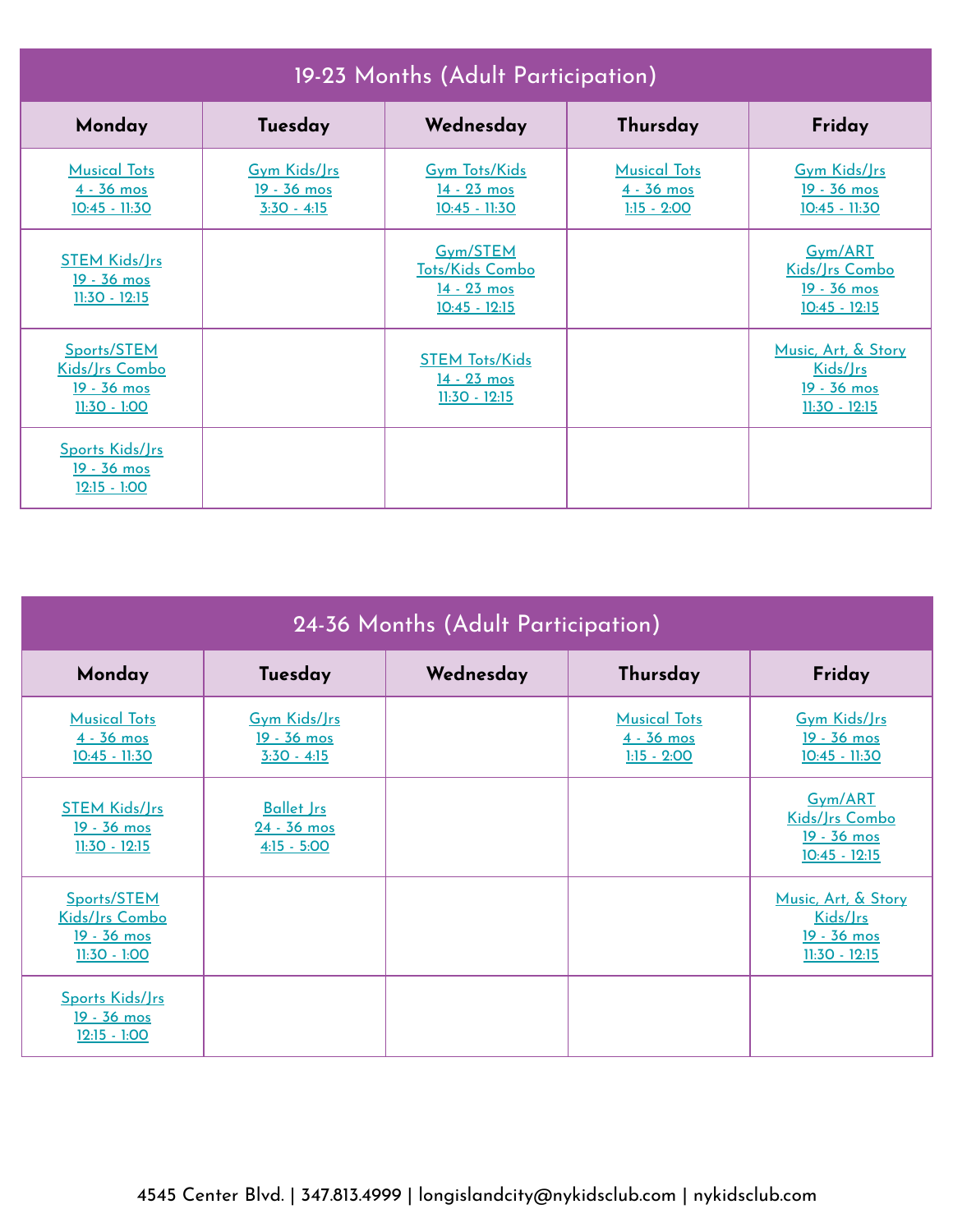## 19-23 Months (Adult Participation)

| Monday | Tuesday | Wednesday | Thursday | Friday |
|---|---|---|---|---|
| Musical Tots<br>4 - 36 mos<br>10:45 - 11:30 | Gym Kids/Jrs<br>19 - 36 mos<br>3:30 - 4:15 | Gym Tots/Kids<br>14 - 23 mos<br>10:45 - 11:30 | Musical Tots<br>4 - 36 mos<br>1:15 - 2:00 | Gym Kids/Jrs<br>19 - 36 mos<br>10:45 - 11:30 |
| STEM Kids/Jrs<br>19 - 36 mos<br>11:30 - 12:15 | | Gym/STEM Tots/Kids Combo<br>14 - 23 mos<br>10:45 - 12:15 | | Gym/ART Kids/Jrs Combo<br>19 - 36 mos<br>10:45 - 12:15 |
| Sports/STEM Kids/Jrs Combo<br>19 - 36 mos<br>11:30 - 1:00 | | STEM Tots/Kids<br>14 - 23 mos<br>11:30 - 12:15 | | Music, Art, & Story Kids/Jrs<br>19 - 36 mos<br>11:30 - 12:15 |
| Sports Kids/Jrs<br>19 - 36 mos<br>12:15 - 1:00 | | | | |

## 24-36 Months (Adult Participation)

| Monday | Tuesday | Wednesday | Thursday | Friday |
|---|---|---|---|---|
| Musical Tots<br>4 - 36 mos<br>10:45 - 11:30 | Gym Kids/Jrs<br>19 - 36 mos<br>3:30 - 4:15 | | Musical Tots<br>4 - 36 mos<br>1:15 - 2:00 | Gym Kids/Jrs<br>19 - 36 mos<br>10:45 - 11:30 |
| STEM Kids/Jrs<br>19 - 36 mos<br>11:30 - 12:15 | Ballet Jrs<br>24 - 36 mos<br>4:15 - 5:00 | | | Gym/ART Kids/Jrs Combo<br>19 - 36 mos<br>10:45 - 12:15 |
| Sports/STEM Kids/Jrs Combo<br>19 - 36 mos<br>11:30 - 1:00 | | | | Music, Art, & Story Kids/Jrs<br>19 - 36 mos<br>11:30 - 12:15 |
| Sports Kids/Jrs<br>19 - 36 mos<br>12:15 - 1:00 | | | | |

4545 Center Blvd. | 347.813.4999 | longislandcity@nykidsclub.com | nykidsclub.com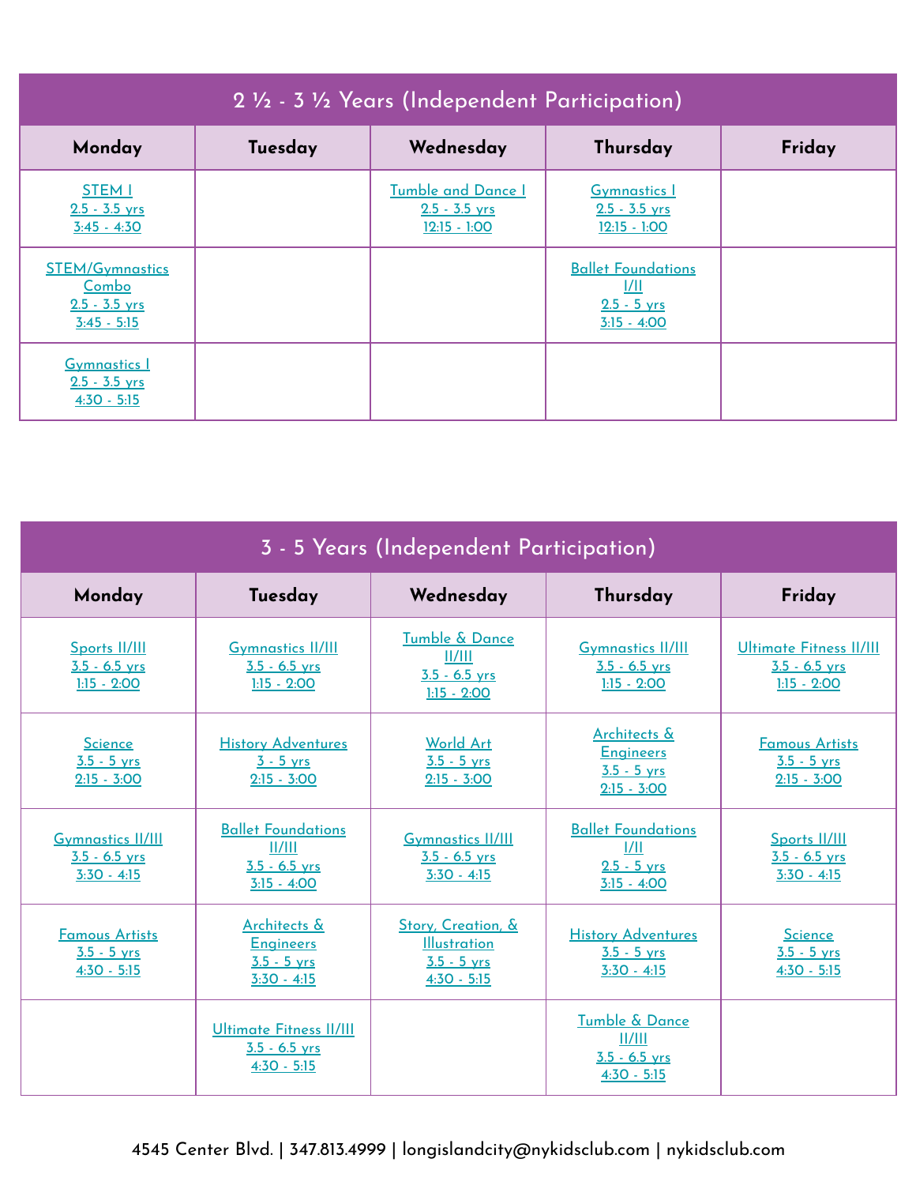## 2 ½ - 3 ½ Years (Independent Participation)

| Monday | Tuesday | Wednesday | Thursday | Friday |
|---|---|---|---|---|
| STEM I<br>2.5 - 3.5 yrs<br>3:45 - 4:30 | | Tumble and Dance I<br>2.5 - 3.5 yrs<br>12:15 - 1:00 | Gymnastics I<br>2.5 - 3.5 yrs<br>12:15 - 1:00 | |
| STEM/Gymnastics Combo<br>2.5 - 3.5 yrs<br>3:45 - 5:15 | | | Ballet Foundations I/II<br>2.5 - 5 yrs<br>3:15 - 4:00 | |
| Gymnastics I<br>2.5 - 3.5 yrs<br>4:30 - 5:15 | | | | |

## 3 - 5 Years (Independent Participation)

| Monday | Tuesday | Wednesday | Thursday | Friday |
|---|---|---|---|---|
| Sports II/III<br>3.5 - 6.5 yrs<br>1:15 - 2:00 | Gymnastics II/III<br>3.5 - 6.5 yrs<br>1:15 - 2:00 | Tumble & Dance II/III<br>3.5 - 6.5 yrs<br>1:15 - 2:00 | Gymnastics II/III<br>3.5 - 6.5 yrs<br>1:15 - 2:00 | Ultimate Fitness II/III<br>3.5 - 6.5 yrs<br>1:15 - 2:00 |
| Science<br>3.5 - 5 yrs<br>2:15 - 3:00 | History Adventures<br>3 - 5 yrs<br>2:15 - 3:00 | World Art<br>3.5 - 5 yrs<br>2:15 - 3:00 | Architects & Engineers<br>3.5 - 5 yrs<br>2:15 - 3:00 | Famous Artists<br>3.5 - 5 yrs<br>2:15 - 3:00 |
| Gymnastics II/III<br>3.5 - 6.5 yrs<br>3:30 - 4:15 | Ballet Foundations II/III<br>3.5 - 6.5 yrs<br>3:15 - 4:00 | Gymnastics II/III<br>3.5 - 6.5 yrs<br>3:30 - 4:15 | Ballet Foundations I/II<br>2.5 - 5 yrs<br>3:15 - 4:00 | Sports II/III<br>3.5 - 6.5 yrs<br>3:30 - 4:15 |
| Famous Artists<br>3.5 - 5 yrs<br>4:30 - 5:15 | Architects & Engineers<br>3.5 - 5 yrs<br>3:30 - 4:15 | Story, Creation, & Illustration<br>3.5 - 5 yrs<br>4:30 - 5:15 | History Adventures<br>3.5 - 5 yrs<br>3:30 - 4:15 | Science<br>3.5 - 5 yrs<br>4:30 - 5:15 |
| | Ultimate Fitness II/III<br>3.5 - 6.5 yrs<br>4:30 - 5:15 | | Tumble & Dance II/III<br>3.5 - 6.5 yrs<br>4:30 - 5:15 | |

4545 Center Blvd. | 347.813.4999 | longislandcity@nykidsclub.com | nykidsclub.com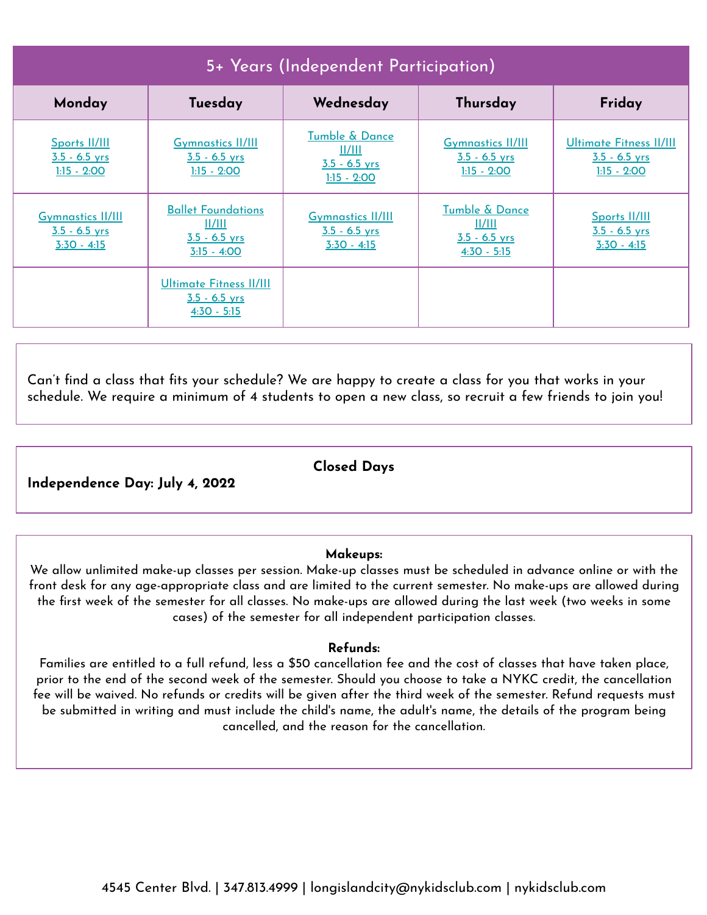## 5+ Years (Independent Participation)

| Monday | Tuesday | Wednesday | Thursday | Friday |
|---|---|---|---|---|
| Sports II/III<br>3.5 - 6.5 yrs<br>1:15 - 2:00 | Gymnastics II/III<br>3.5 - 6.5 yrs<br>1:15 - 2:00 | Tumble & Dance II/III<br>3.5 - 6.5 yrs<br>1:15 - 2:00 | Gymnastics II/III<br>3.5 - 6.5 yrs<br>1:15 - 2:00 | Ultimate Fitness II/III<br>3.5 - 6.5 yrs<br>1:15 - 2:00 |
| Gymnastics II/III<br>3.5 - 6.5 yrs<br>3:30 - 4:15 | Ballet Foundations II/III<br>3.5 - 6.5 yrs<br>3:15 - 4:00 | Gymnastics II/III<br>3.5 - 6.5 yrs<br>3:30 - 4:15 | Tumble & Dance II/III<br>3.5 - 6.5 yrs<br>4:30 - 5:15 | Sports II/III<br>3.5 - 6.5 yrs<br>3:30 - 4:15 |
| | Ultimate Fitness II/III<br>3.5 - 6.5 yrs<br>4:30 - 5:15 | | | |

Can't find a class that fits your schedule? We are happy to create a class for you that works in your schedule. We require a minimum of 4 students to open a new class, so recruit a few friends to join you!

**Closed Days**

**Independence Day: July 4, 2022**

**Makeups:**

We allow unlimited make-up classes per session. Make-up classes must be scheduled in advance online or with the front desk for any age-appropriate class and are limited to the current semester. No make-ups are allowed during the first week of the semester for all classes. No make-ups are allowed during the last week (two weeks in some cases) of the semester for all independent participation classes.

**Refunds:**

Families are entitled to a full refund, less a $50 cancellation fee and the cost of classes that have taken place, prior to the end of the second week of the semester. Should you choose to take a NYKC credit, the cancellation fee will be waived. No refunds or credits will be given after the third week of the semester. Refund requests must be submitted in writing and must include the child's name, the adult's name, the details of the program being cancelled, and the reason for the cancellation.

4545 Center Blvd. | 347.813.4999 | longislandcity@nykidsclub.com | nykidsclub.com